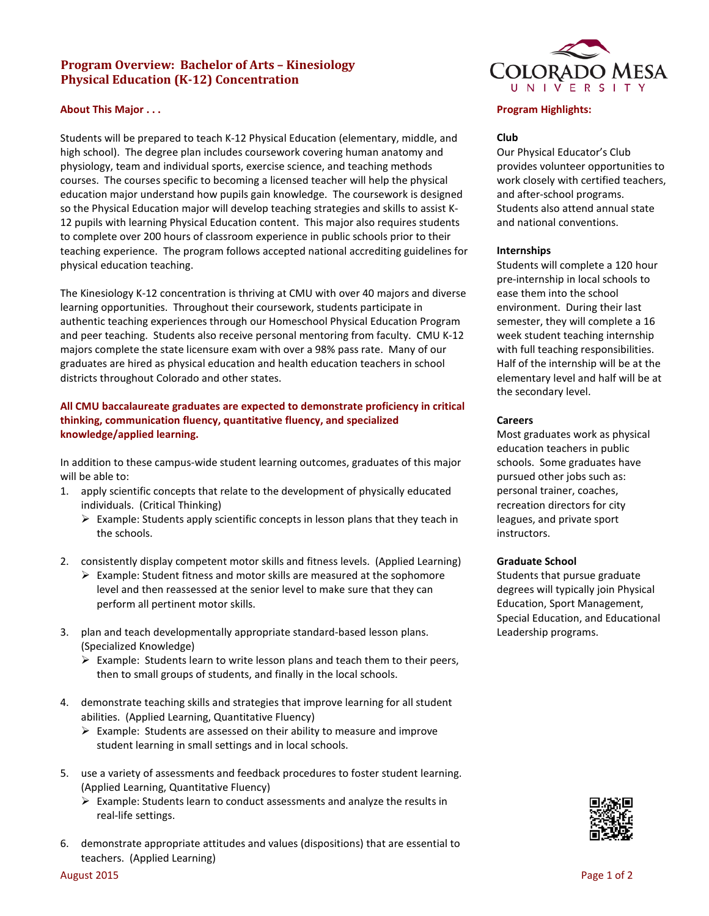# Program Overview: Bachelor of Arts – Kinesiology Physical Education (K-12) Concentration

## About This Major . . .

Students will be prepared to teach K-12 Physical Education (elementary, middle, and high school). The degree plan includes coursework covering human anatomy and physiology, team and individual sports, exercise science, and teaching methods courses. The courses specific to becoming a licensed teacher will help the physical education major understand how pupils gain knowledge. The coursework is designed so the Physical Education major will develop teaching strategies and skills to assist K-12 pupils with learning Physical Education content. This major also requires students to complete over 200 hours of classroom experience in public schools prior to their teaching experience. The program follows accepted national accrediting guidelines for physical education teaching.

The Kinesiology K-12 concentration is thriving at CMU with over 40 majors and diverse learning opportunities. Throughout their coursework, students participate in authentic teaching experiences through our Homeschool Physical Education Program and peer teaching. Students also receive personal mentoring from faculty. CMU K-12 majors complete the state licensure exam with over a 98% pass rate. Many of our graduates are hired as physical education and health education teachers in school districts throughout Colorado and other states.

**All CMU baccalaureate graduates are expected to demonstrate proficiency in critical thinking, communication fluency, quantitative fluency, and specialized knowledge/applied learning.**

In addition to these campus-wide student learning outcomes, graduates of this major will be able to:

1. apply scientific concepts that relate to the development of physically educated individuals. (Critical Thinking)
   - Example: Students apply scientific concepts in lesson plans that they teach in the schools.

2. consistently display competent motor skills and fitness levels. (Applied Learning)
   - Example: Student fitness and motor skills are measured at the sophomore level and then reassessed at the senior level to make sure that they can perform all pertinent motor skills.

3. plan and teach developmentally appropriate standard-based lesson plans. (Specialized Knowledge)
   - Example: Students learn to write lesson plans and teach them to their peers, then to small groups of students, and finally in the local schools.

4. demonstrate teaching skills and strategies that improve learning for all student abilities. (Applied Learning, Quantitative Fluency)
   - Example: Students are assessed on their ability to measure and improve student learning in small settings and in local schools.

5. use a variety of assessments and feedback procedures to foster student learning. (Applied Learning, Quantitative Fluency)
   - Example: Students learn to conduct assessments and analyze the results in real-life settings.

6. demonstrate appropriate attitudes and values (dispositions) that are essential to teachers. (Applied Learning)

## Program Highlights:

**Club**

Our Physical Educator's Club provides volunteer opportunities to work closely with certified teachers, and after-school programs. Students also attend annual state and national conventions.

**Internships**

Students will complete a 120 hour pre-internship in local schools to ease them into the school environment. During their last semester, they will complete a 16 week student teaching internship with full teaching responsibilities. Half of the internship will be at the elementary level and half will be at the secondary level.

**Careers**

Most graduates work as physical education teachers in public schools. Some graduates have pursued other jobs such as: personal trainer, coaches, recreation directors for city leagues, and private sport instructors.

**Graduate School**

Students that pursue graduate degrees will typically join Physical Education, Sport Management, Special Education, and Educational Leadership programs.

August 2015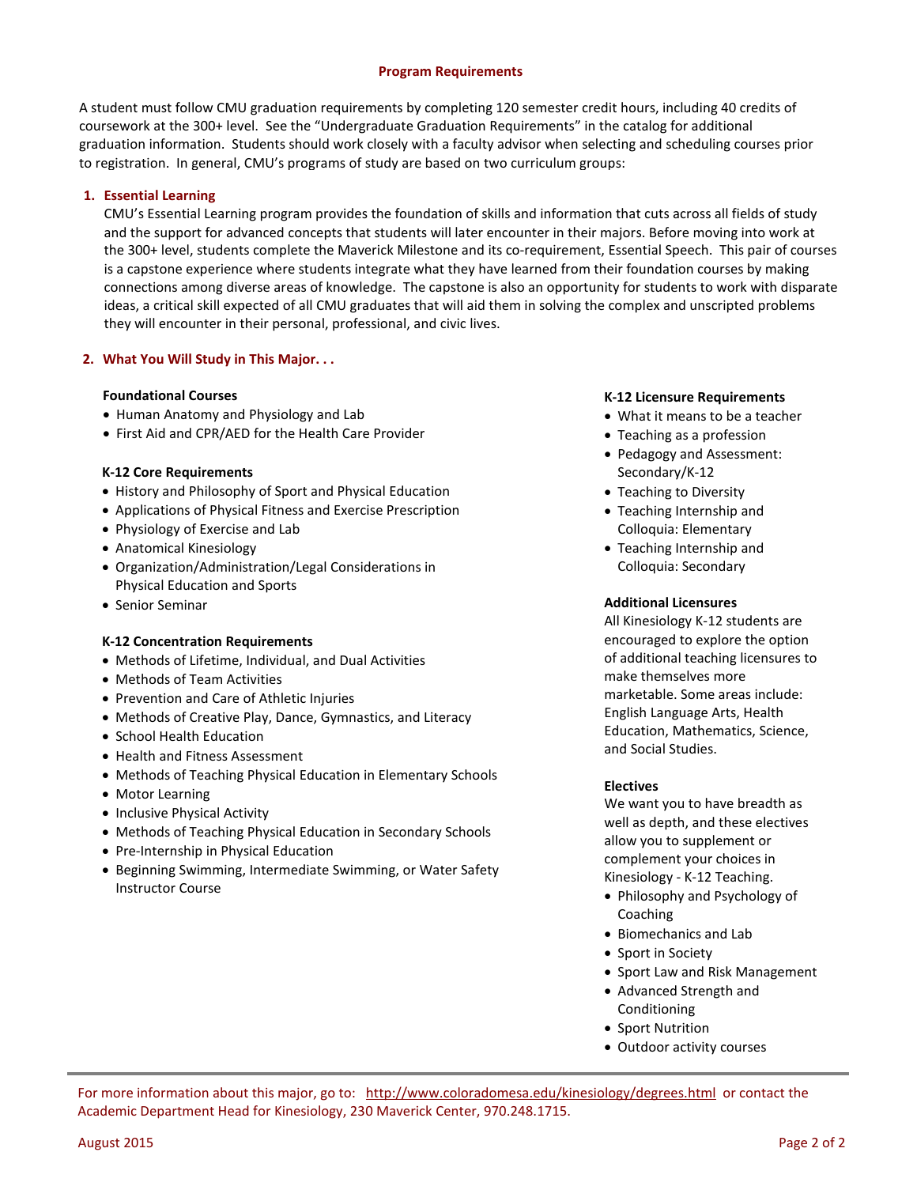## Program Requirements

A student must follow CMU graduation requirements by completing 120 semester credit hours, including 40 credits of coursework at the 300+ level. See the "Undergraduate Graduation Requirements" in the catalog for additional graduation information. Students should work closely with a faculty advisor when selecting and scheduling courses prior to registration. In general, CMU's programs of study are based on two curriculum groups:

### 1. Essential Learning

CMU's Essential Learning program provides the foundation of skills and information that cuts across all fields of study and the support for advanced concepts that students will later encounter in their majors. Before moving into work at the 300+ level, students complete the Maverick Milestone and its co-requirement, Essential Speech. This pair of courses is a capstone experience where students integrate what they have learned from their foundation courses by making connections among diverse areas of knowledge. The capstone is also an opportunity for students to work with disparate ideas, a critical skill expected of all CMU graduates that will aid them in solving the complex and unscripted problems they will encounter in their personal, professional, and civic lives.

### 2. What You Will Study in This Major. . .

**Foundational Courses**

- Human Anatomy and Physiology and Lab
- First Aid and CPR/AED for the Health Care Provider

**K-12 Core Requirements**

- History and Philosophy of Sport and Physical Education
- Applications of Physical Fitness and Exercise Prescription
- Physiology of Exercise and Lab
- Anatomical Kinesiology
- Organization/Administration/Legal Considerations in Physical Education and Sports
- Senior Seminar

**K-12 Concentration Requirements**

- Methods of Lifetime, Individual, and Dual Activities
- Methods of Team Activities
- Prevention and Care of Athletic Injuries
- Methods of Creative Play, Dance, Gymnastics, and Literacy
- School Health Education
- Health and Fitness Assessment
- Methods of Teaching Physical Education in Elementary Schools
- Motor Learning
- Inclusive Physical Activity
- Methods of Teaching Physical Education in Secondary Schools
- Pre-Internship in Physical Education
- Beginning Swimming, Intermediate Swimming, or Water Safety Instructor Course

**K-12 Licensure Requirements**

- What it means to be a teacher
- Teaching as a profession
- Pedagogy and Assessment: Secondary/K-12
- Teaching to Diversity
- Teaching Internship and Colloquia: Elementary
- Teaching Internship and Colloquia: Secondary

**Additional Licensures**

All Kinesiology K-12 students are encouraged to explore the option of additional teaching licensures to make themselves more marketable. Some areas include: English Language Arts, Health Education, Mathematics, Science, and Social Studies.

**Electives**

We want you to have breadth as well as depth, and these electives allow you to supplement or complement your choices in Kinesiology - K-12 Teaching.

- Philosophy and Psychology of Coaching
- Biomechanics and Lab
- Sport in Society
- Sport Law and Risk Management
- Advanced Strength and Conditioning
- Sport Nutrition
- Outdoor activity courses

For more information about this major, go to: http://www.coloradomesa.edu/kinesiology/degrees.html or contact the Academic Department Head for Kinesiology, 230 Maverick Center, 970.248.1715.

August 2015